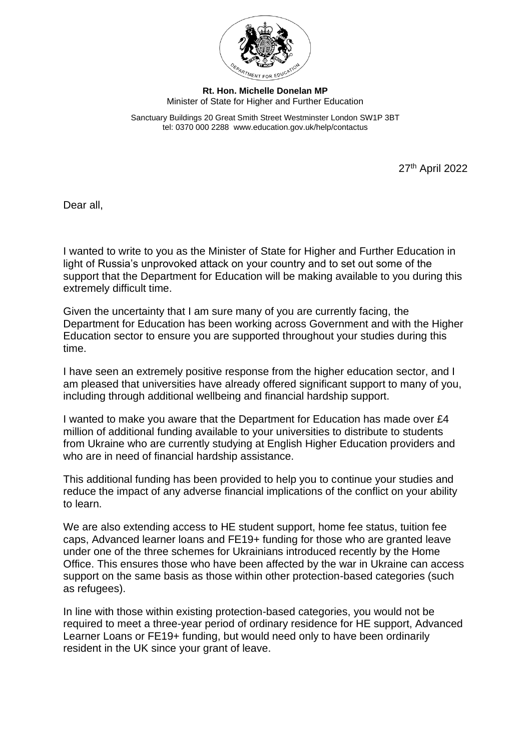**Rt. Hon. Michelle Donelan MP**
Minister of State for Higher and Further Education

Sanctuary Buildings 20 Great Smith Street Westminster London SW1P 3BT
tel: 0370 000 2288 www.education.gov.uk/help/contactus

27th April 2022

Dear all,

I wanted to write to you as the Minister of State for Higher and Further Education in light of Russia's unprovoked attack on your country and to set out some of the support that the Department for Education will be making available to you during this extremely difficult time.

Given the uncertainty that I am sure many of you are currently facing, the Department for Education has been working across Government and with the Higher Education sector to ensure you are supported throughout your studies during this time.

I have seen an extremely positive response from the higher education sector, and I am pleased that universities have already offered significant support to many of you, including through additional wellbeing and financial hardship support.

I wanted to make you aware that the Department for Education has made over £4 million of additional funding available to your universities to distribute to students from Ukraine who are currently studying at English Higher Education providers and who are in need of financial hardship assistance.

This additional funding has been provided to help you to continue your studies and reduce the impact of any adverse financial implications of the conflict on your ability to learn.

We are also extending access to HE student support, home fee status, tuition fee caps, Advanced learner loans and FE19+ funding for those who are granted leave under one of the three schemes for Ukrainians introduced recently by the Home Office. This ensures those who have been affected by the war in Ukraine can access support on the same basis as those within other protection-based categories (such as refugees).

In line with those within existing protection-based categories, you would not be required to meet a three-year period of ordinary residence for HE support, Advanced Learner Loans or FE19+ funding, but would need only to have been ordinarily resident in the UK since your grant of leave.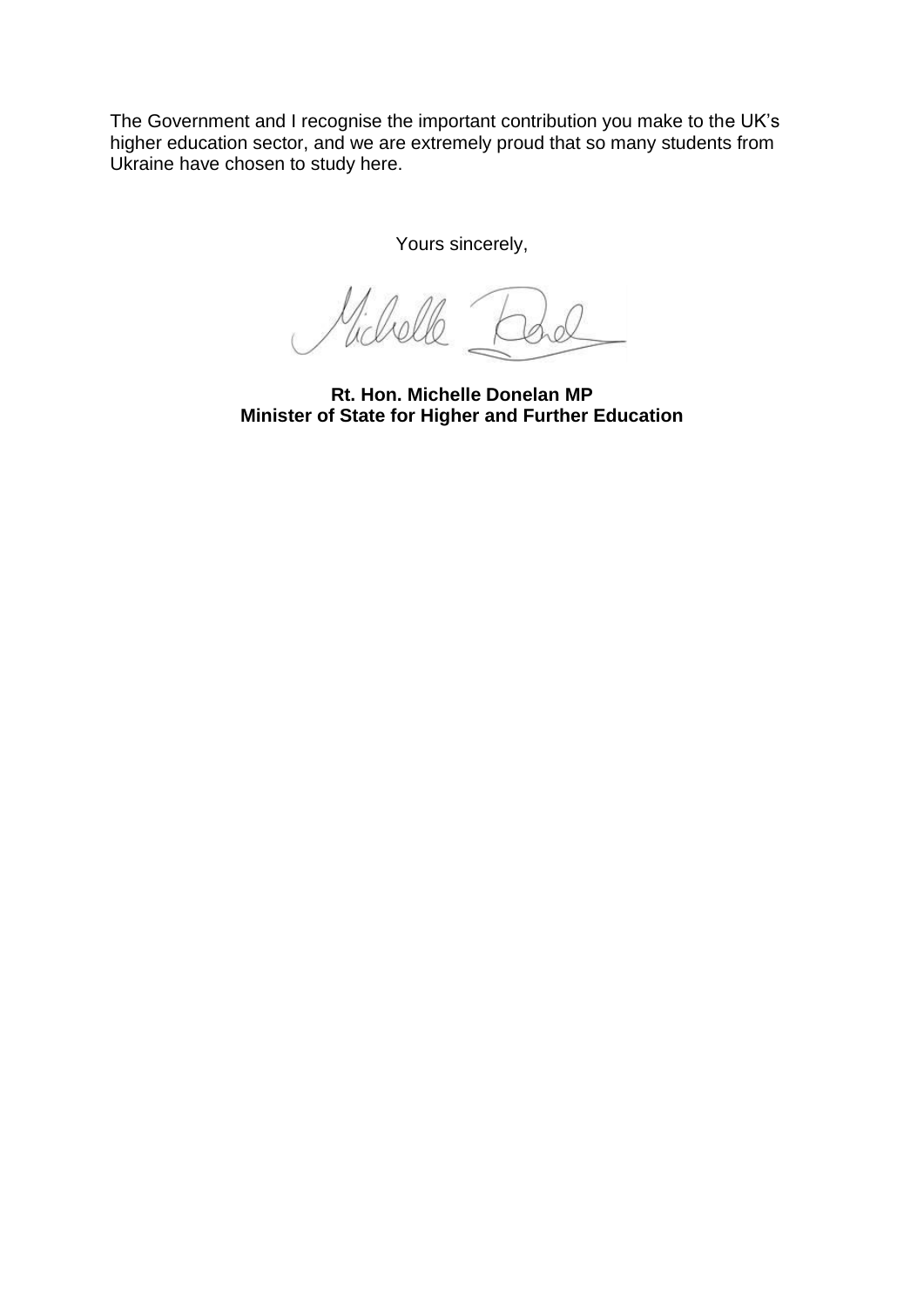The Government and I recognise the important contribution you make to the UK's higher education sector, and we are extremely proud that so many students from Ukraine have chosen to study here.

Yours sincerely,

**Rt. Hon. Michelle Donelan MP**
**Minister of State for Higher and Further Education**